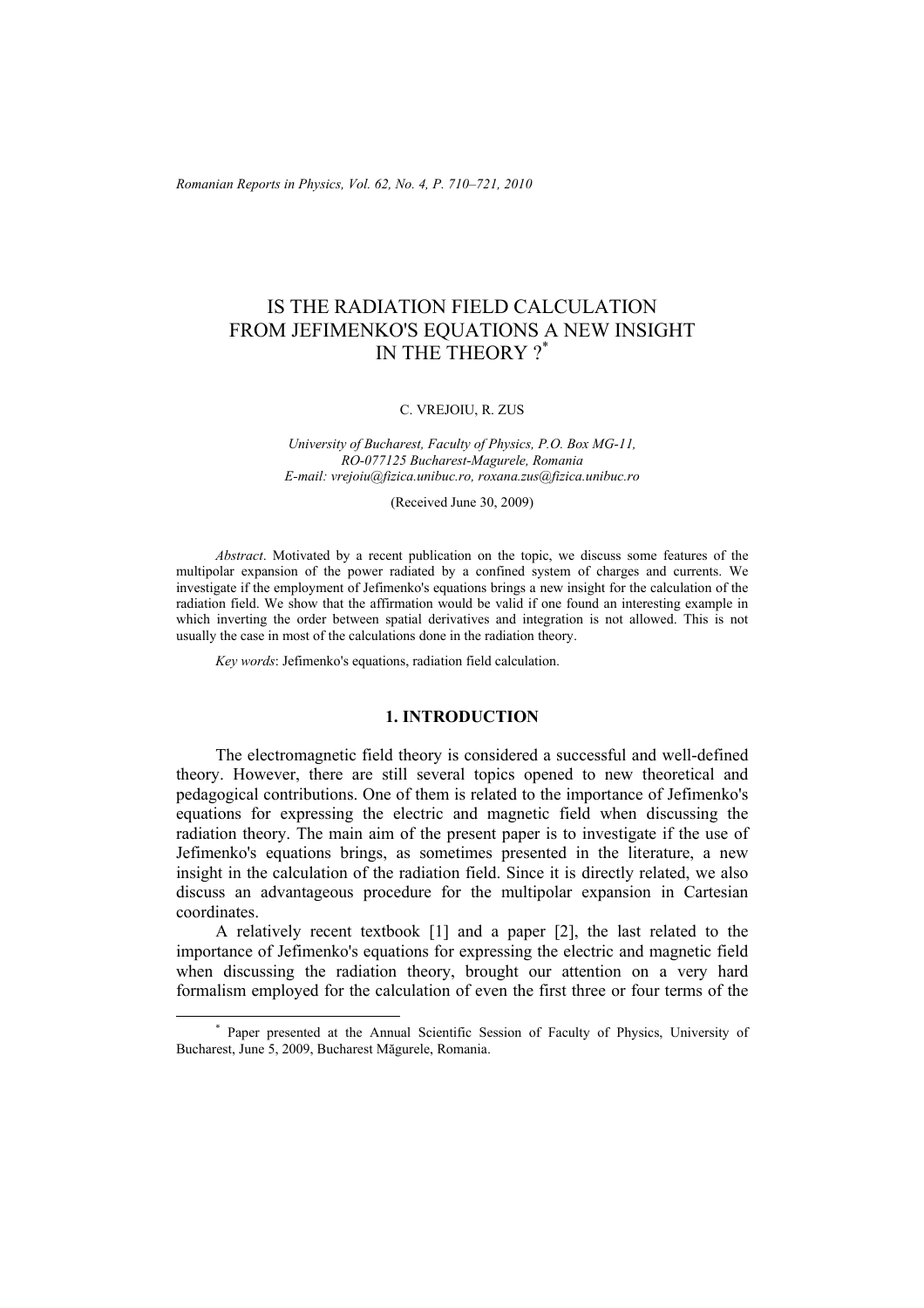# IS THE RADIATION FIELD CALCULATION FROM JEFIMENKO'S EQUATIONS A NEW INSIGHT IN THE THEORY ?*

C. VREJOIU, R. ZUS

*University of Bucharest, Faculty of Physics, P.O. Box MG-11, RO-077125 Bucharest-Magurele, Romania*
*E-mail: vrejoiu@fizica.unibuc.ro, roxana.zus@fizica.unibuc.ro*

(Received June 30, 2009)

*Abstract*. Motivated by a recent publication on the topic, we discuss some features of the multipolar expansion of the power radiated by a confined system of charges and currents. We investigate if the employment of Jefimenko's equations brings a new insight for the calculation of the radiation field. We show that the affirmation would be valid if one found an interesting example in which inverting the order between spatial derivatives and integration is not allowed. This is not usually the case in most of the calculations done in the radiation theory.

*Key words*: Jefimenko's equations, radiation field calculation.

## 1. INTRODUCTION

The electromagnetic field theory is considered a successful and well-defined theory. However, there are still several topics opened to new theoretical and pedagogical contributions. One of them is related to the importance of Jefimenko's equations for expressing the electric and magnetic field when discussing the radiation theory. The main aim of the present paper is to investigate if the use of Jefimenko's equations brings, as sometimes presented in the literature, a new insight in the calculation of the radiation field. Since it is directly related, we also discuss an advantageous procedure for the multipolar expansion in Cartesian coordinates.

A relatively recent textbook [1] and a paper [2], the last related to the importance of Jefimenko's equations for expressing the electric and magnetic field when discussing the radiation theory, brought our attention on a very hard formalism employed for the calculation of even the first three or four terms of the

* Paper presented at the Annual Scientific Session of Faculty of Physics, University of Bucharest, June 5, 2009, Bucharest Măgurele, Romania.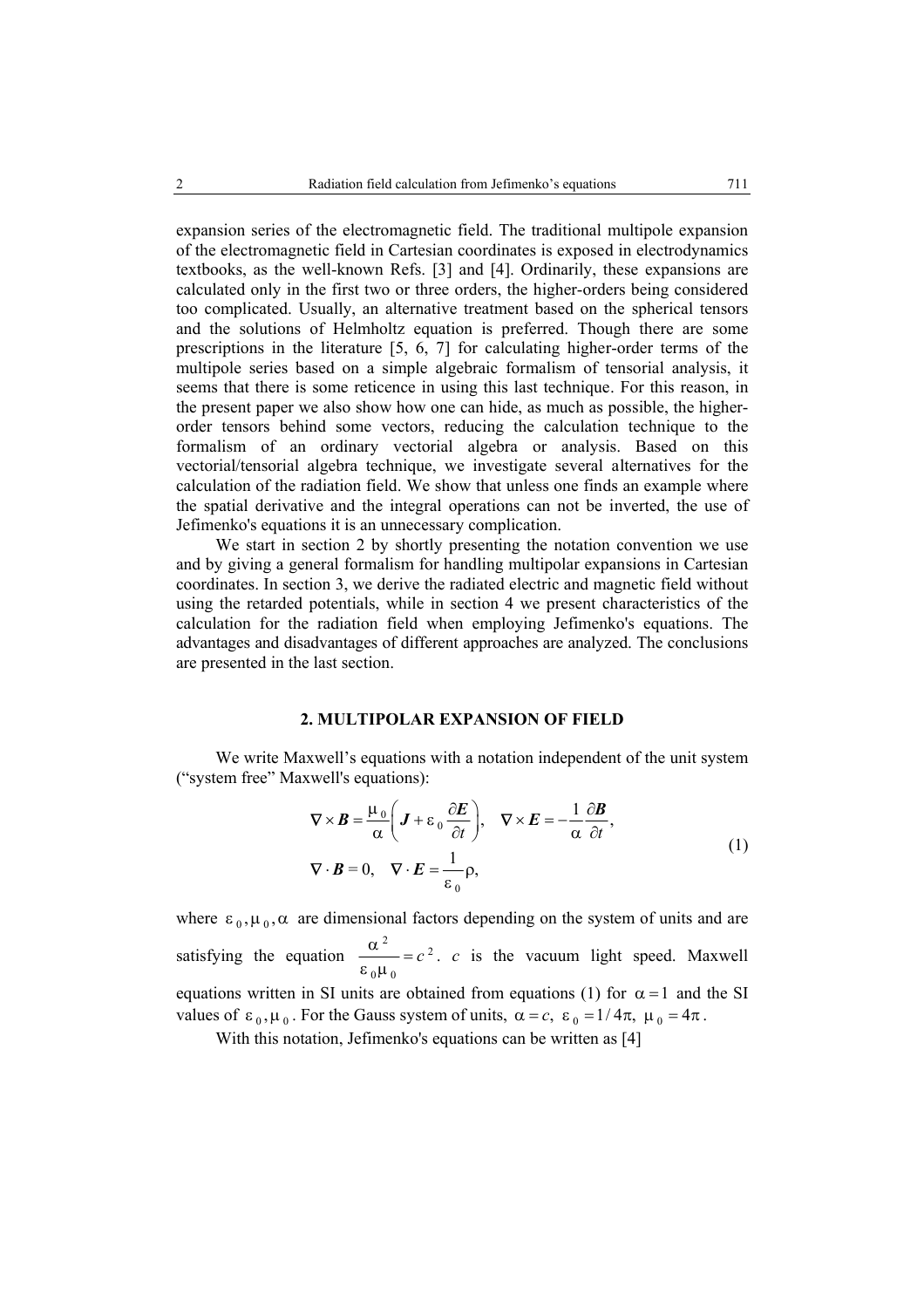expansion series of the electromagnetic field. The traditional multipole expansion of the electromagnetic field in Cartesian coordinates is exposed in electrodynamics textbooks, as the well-known Refs. [3] and [4]. Ordinarily, these expansions are calculated only in the first two or three orders, the higher-orders being considered too complicated. Usually, an alternative treatment based on the spherical tensors and the solutions of Helmholtz equation is preferred. Though there are some prescriptions in the literature [5, 6, 7] for calculating higher-order terms of the multipole series based on a simple algebraic formalism of tensorial analysis, it seems that there is some reticence in using this last technique. For this reason, in the present paper we also show how one can hide, as much as possible, the higher-order tensors behind some vectors, reducing the calculation technique to the formalism of an ordinary vectorial algebra or analysis. Based on this vectorial/tensorial algebra technique, we investigate several alternatives for the calculation of the radiation field. We show that unless one finds an example where the spatial derivative and the integral operations can not be inverted, the use of Jefimenko's equations it is an unnecessary complication.

We start in section 2 by shortly presenting the notation convention we use and by giving a general formalism for handling multipolar expansions in Cartesian coordinates. In section 3, we derive the radiated electric and magnetic field without using the retarded potentials, while in section 4 we present characteristics of the calculation for the radiation field when employing Jefimenko's equations. The advantages and disadvantages of different approaches are analyzed. The conclusions are presented in the last section.

## 2. MULTIPOLAR EXPANSION OF FIELD

We write Maxwell's equations with a notation independent of the unit system ("system free" Maxwell's equations):

$$\nabla \times \boldsymbol{B} = \frac{\mu_0}{\alpha}\left(\boldsymbol{J} + \varepsilon_0 \frac{\partial \boldsymbol{E}}{\partial t}\right), \quad \nabla \times \boldsymbol{E} = -\frac{1}{\alpha}\frac{\partial \boldsymbol{B}}{\partial t},$$
$$\nabla \cdot \boldsymbol{B} = 0, \quad \nabla \cdot \boldsymbol{E} = \frac{1}{\varepsilon_0}\rho, \tag{1}$$

where $\varepsilon_0, \mu_0, \alpha$ are dimensional factors depending on the system of units and are satisfying the equation $\frac{\alpha^2}{\varepsilon_0 \mu_0} = c^2$. $c$ is the vacuum light speed. Maxwell equations written in SI units are obtained from equations (1) for $\alpha = 1$ and the SI values of $\varepsilon_0, \mu_0$. For the Gauss system of units, $\alpha = c,\ \varepsilon_0 = 1/4\pi,\ \mu_0 = 4\pi$.

With this notation, Jefimenko's equations can be written as [4]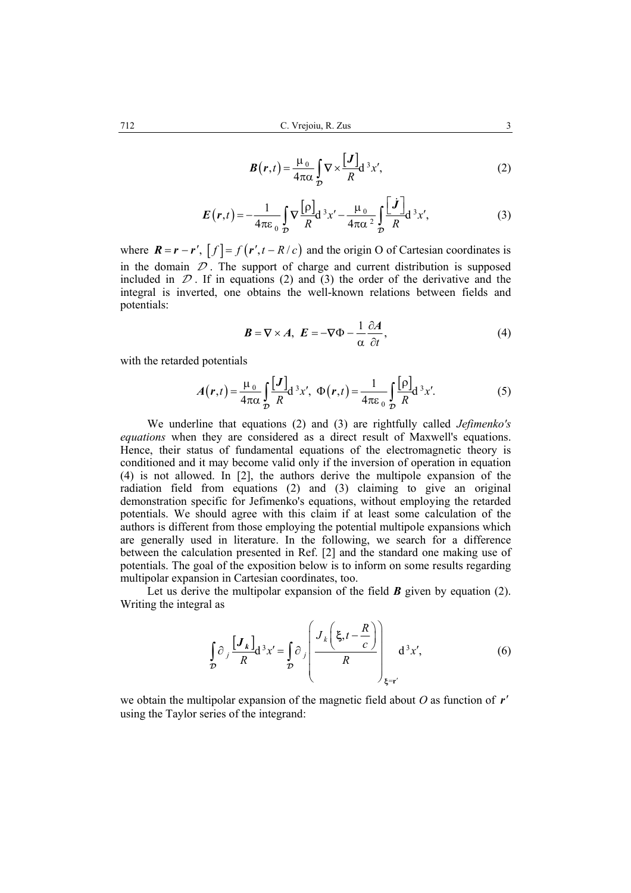$$\boldsymbol{B}(\boldsymbol{r},t)=\frac{\mu_0}{4\pi\alpha}\int_{\mathcal{D}}\nabla\times\frac{[\boldsymbol{J}]}{R}\mathrm{d}^3x', \tag{2}$$

$$\boldsymbol{E}(\boldsymbol{r},t)=-\frac{1}{4\pi\varepsilon_0}\int_{\mathcal{D}}\nabla\frac{[\rho]}{R}\mathrm{d}^3x'-\frac{\mu_0}{4\pi\alpha^2}\int_{\mathcal{D}}\frac{[\dot{\boldsymbol{J}}]}{R}\mathrm{d}^3x', \tag{3}$$

where $\boldsymbol{R}=\boldsymbol{r}-\boldsymbol{r}'$, $[f]=f(\boldsymbol{r}',t-R/c)$ and the origin O of Cartesian coordinates is in the domain $\mathcal{D}$. The support of charge and current distribution is supposed included in $\mathcal{D}$. If in equations (2) and (3) the order of the derivative and the integral is inverted, one obtains the well-known relations between fields and potentials:

$$\boldsymbol{B}=\nabla\times\boldsymbol{A},\ \boldsymbol{E}=-\nabla\Phi-\frac{1}{\alpha}\frac{\partial\boldsymbol{A}}{\partial t}, \tag{4}$$

with the retarded potentials

$$\boldsymbol{A}(\boldsymbol{r},t)=\frac{\mu_0}{4\pi\alpha}\int_{\mathcal{D}}\frac{[\boldsymbol{J}]}{R}\mathrm{d}^3x',\ \Phi(\boldsymbol{r},t)=\frac{1}{4\pi\varepsilon_0}\int_{\mathcal{D}}\frac{[\rho]}{R}\mathrm{d}^3x'. \tag{5}$$

We underline that equations (2) and (3) are rightfully called *Jefimenko's equations* when they are considered as a direct result of Maxwell's equations. Hence, their status of fundamental equations of the electromagnetic theory is conditioned and it may become valid only if the inversion of operation in equation (4) is not allowed. In [2], the authors derive the multipole expansion of the radiation field from equations (2) and (3) claiming to give an original demonstration specific for Jefimenko's equations, without employing the retarded potentials. We should agree with this claim if at least some calculation of the authors is different from those employing the potential multipole expansions which are generally used in literature. In the following, we search for a difference between the calculation presented in Ref. [2] and the standard one making use of potentials. The goal of the exposition below is to inform on some results regarding multipolar expansion in Cartesian coordinates, too.

Let us derive the multipolar expansion of the field $\boldsymbol{B}$ given by equation (2). Writing the integral as

$$\int_{\mathcal{D}}\partial_j\frac{[\boldsymbol{J}_k]}{R}\mathrm{d}^3x'=\int_{\mathcal{D}}\partial_j\left(\frac{J_k\left(\xi,t-\dfrac{R}{c}\right)}{R}\right)_{\xi=\mathbf{r}'}\mathrm{d}^3x', \tag{6}$$

we obtain the multipolar expansion of the magnetic field about $O$ as function of $\boldsymbol{r}'$ using the Taylor series of the integrand: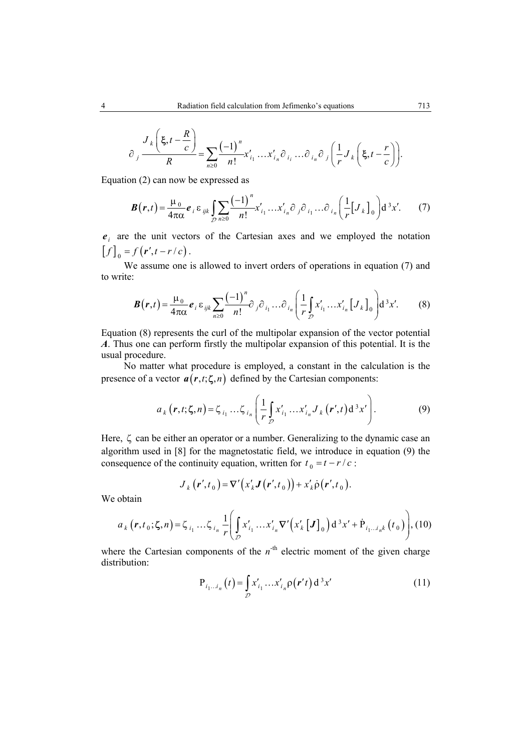$$\partial_j \frac{J_k\left(\xi, t-\dfrac{R}{c}\right)}{R} = \sum_{n\geq 0} \frac{(-1)^n}{n!} x'_{i_1} \dots x'_{i_n} \partial_{i_i} \dots \partial_{i_n} \partial_j \left( \frac{1}{r} J_k\left(\xi, t - \frac{r}{c}\right)\right).$$

Equation (2) can now be expressed as

$$\boldsymbol{B}(\boldsymbol{r},t) = \frac{\mu_0}{4\pi\alpha} \boldsymbol{e}_i \, \varepsilon_{ijk} \int_{\mathcal{D}} \sum_{n\geq 0} \frac{(-1)^n}{n!} x'_{i_1} \dots x'_{i_n} \partial_j \partial_{i_1} \dots \partial_{i_n} \left( \frac{1}{r} \left[J_k\right]_0 \right) \mathrm{d}^3 x'. \tag{7}$$

$\boldsymbol{e}_i$ are the unit vectors of the Cartesian axes and we employed the notation $\left[f\right]_0 = f\left(\boldsymbol{r}', t - r/c\right)$.

We assume one is allowed to invert orders of operations in equation (7) and to write:

$$\boldsymbol{B}(\boldsymbol{r},t) = \frac{\mu_0}{4\pi\alpha} \boldsymbol{e}_i \, \varepsilon_{ijk} \sum_{n\geq 0} \frac{(-1)^n}{n!} \partial_j \partial_{i_1} \dots \partial_{i_n} \left( \frac{1}{r} \int_{\mathcal{D}} x'_{i_1} \dots x'_{i_n} \left[J_k\right]_0 \right) \mathrm{d}^3 x'. \tag{8}$$

Equation (8) represents the curl of the multipolar expansion of the vector potential $\boldsymbol{A}$. Thus one can perform firstly the multipolar expansion of this potential. It is the usual procedure.

No matter what procedure is employed, a constant in the calculation is the presence of a vector $\boldsymbol{a}(\boldsymbol{r}, t; \zeta, n)$ defined by the Cartesian components:

$$a_k\left(\boldsymbol{r}, t; \zeta, n\right) = \zeta_{i_1} \dots \zeta_{i_n} \left( \frac{1}{r} \int_{\mathcal{D}} x'_{i_1} \dots x'_{i_n} J_k\left(\boldsymbol{r}', t\right) \mathrm{d}^3 x' \right). \tag{9}$$

Here, $\zeta$ can be either an operator or a number. Generalizing to the dynamic case an algorithm used in [8] for the magnetostatic field, we introduce in equation (9) the consequence of the continuity equation, written for $t_0 = t - r/c$:

$$J_k\left(\boldsymbol{r}', t_0\right) = \nabla'\left(x'_k \boldsymbol{J}\left(\boldsymbol{r}', t_0\right)\right) + x'_k \dot{\rho}\left(\boldsymbol{r}', t_0\right).$$

We obtain

$$a_k\left(\boldsymbol{r}, t_0; \zeta, n\right) = \zeta_{i_1} \dots \zeta_{i_n} \frac{1}{r} \left( \int_{\mathcal{D}} x'_{i_1} \dots x'_{i_n} \nabla'\left(x'_k \left[\boldsymbol{J}\right]_0\right) \mathrm{d}^3 x' + \dot{\mathrm{P}}_{i_1 \dots i_n k}\left(t_0\right) \right), \tag{10}$$

where the Cartesian components of the $n$-th electric moment of the given charge distribution:

$$\mathrm{P}_{i_1 \dots i_n}\left(t\right) = \int_{\mathcal{D}} x'_{i_1} \dots x'_{i_n} \rho\left(\boldsymbol{r}' t\right) \mathrm{d}^3 x' \tag{11}$$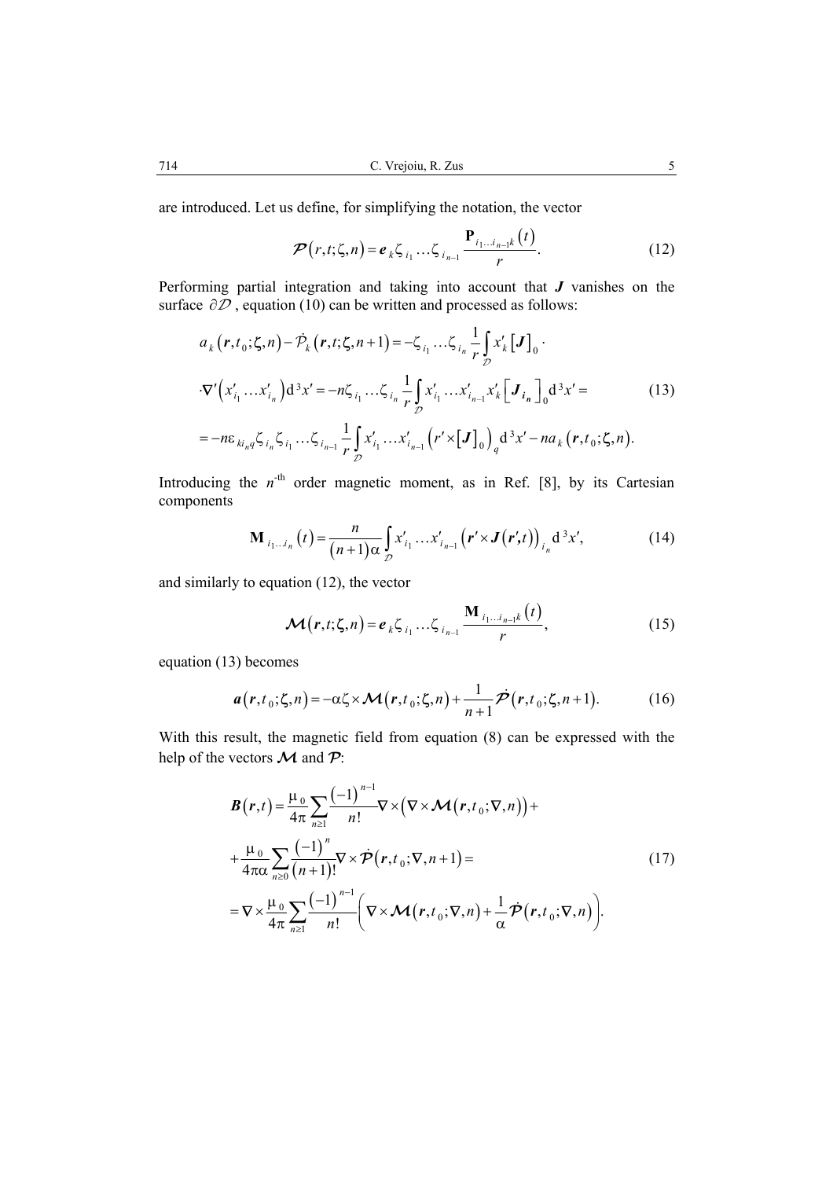are introduced. Let us define, for simplifying the notation, the vector

$$\boldsymbol{\mathcal{P}}\left(r,t;\zeta,n\right)=\boldsymbol{e}_k\zeta_{i_1}\ldots\zeta_{i_{n-1}}\frac{\mathbf{P}_{i_1\ldots i_{n-1}k}\left(t\right)}{r}. \tag{12}$$

Performing partial integration and taking into account that $\boldsymbol{J}$ vanishes on the surface $\partial\mathcal{D}$, equation (10) can be written and processed as follows:

$$\begin{aligned}
&a_k\left(\boldsymbol{r},t_0;\zeta,n\right)-\dot{\mathcal{P}}_k\left(\boldsymbol{r},t;\zeta,n+1\right)=-\zeta_{i_1}\ldots\zeta_{i_n}\frac{1}{r}\int_{\mathcal{D}}x'_k\left[\boldsymbol{J}\right]_0\cdot\\
&\cdot\nabla'\left(x'_{i_1}\ldots x'_{i_n}\right)\mathrm{d}^3x'=-n\zeta_{i_1}\ldots\zeta_{i_n}\frac{1}{r}\int_{\mathcal{D}}x'_{i_1}\ldots x'_{i_{n-1}}x'_k\left[\boldsymbol{J}_{\boldsymbol{i_n}}\right]_0\mathrm{d}^3x'=\\
&=-n\varepsilon_{ki_nq}\zeta_{i_n}\zeta_{i_1}\ldots\zeta_{i_{n-1}}\frac{1}{r}\int_{\mathcal{D}}x'_{i_1}\ldots x'_{i_{n-1}}\left(r'\times\left[\boldsymbol{J}\right]_0\right)_q\mathrm{d}^3x'-na_k\left(\boldsymbol{r},t_0;\boldsymbol{\zeta},n\right).
\end{aligned} \tag{13}$$

Introducing the $n$-th order magnetic moment, as in Ref. [8], by its Cartesian components

$$\mathbf{M}_{i_1\ldots i_n}\left(t\right)=\frac{n}{\left(n+1\right)\alpha}\int_{\mathcal{D}}x'_{i_1}\ldots x'_{i_{n-1}}\left(\boldsymbol{r}'\times\boldsymbol{J}\left(\boldsymbol{r}',t\right)\right)_{i_n}\mathrm{d}^3x', \tag{14}$$

and similarly to equation (12), the vector

$$\boldsymbol{\mathcal{M}}\left(\boldsymbol{r},t;\zeta,n\right)=\boldsymbol{e}_k\zeta_{i_1}\ldots\zeta_{i_{n-1}}\frac{\mathbf{M}_{i_1\ldots i_{n-1}k}\left(t\right)}{r}, \tag{15}$$

equation (13) becomes

$$\boldsymbol{a}\left(\boldsymbol{r},t_0;\zeta,n\right)=-\alpha\zeta\times\boldsymbol{\mathcal{M}}\left(\boldsymbol{r},t_0;\zeta,n\right)+\frac{1}{n+1}\dot{\boldsymbol{\mathcal{P}}}\left(\boldsymbol{r},t_0;\zeta,n+1\right). \tag{16}$$

With this result, the magnetic field from equation (8) can be expressed with the help of the vectors $\boldsymbol{\mathcal{M}}$ and $\boldsymbol{\mathcal{P}}$:

$$\begin{aligned}
&\boldsymbol{B}\left(\boldsymbol{r},t\right)=\frac{\mu_0}{4\pi}\sum_{n\geq1}\frac{\left(-1\right)^{n-1}}{n!}\nabla\times\left(\nabla\times\boldsymbol{\mathcal{M}}\left(\boldsymbol{r},t_0;\nabla,n\right)\right)+\\
&+\frac{\mu_0}{4\pi\alpha}\sum_{n\geq0}\frac{\left(-1\right)^n}{\left(n+1\right)!}\nabla\times\dot{\boldsymbol{\mathcal{P}}}\left(\boldsymbol{r},t_0;\nabla,n+1\right)=\\
&=\nabla\times\frac{\mu_0}{4\pi}\sum_{n\geq1}\frac{\left(-1\right)^{n-1}}{n!}\left(\nabla\times\boldsymbol{\mathcal{M}}\left(\boldsymbol{r},t_0;\nabla,n\right)+\frac{1}{\alpha}\dot{\boldsymbol{\mathcal{P}}}\left(\boldsymbol{r},t_0;\nabla,n\right)\right).
\end{aligned} \tag{17}$$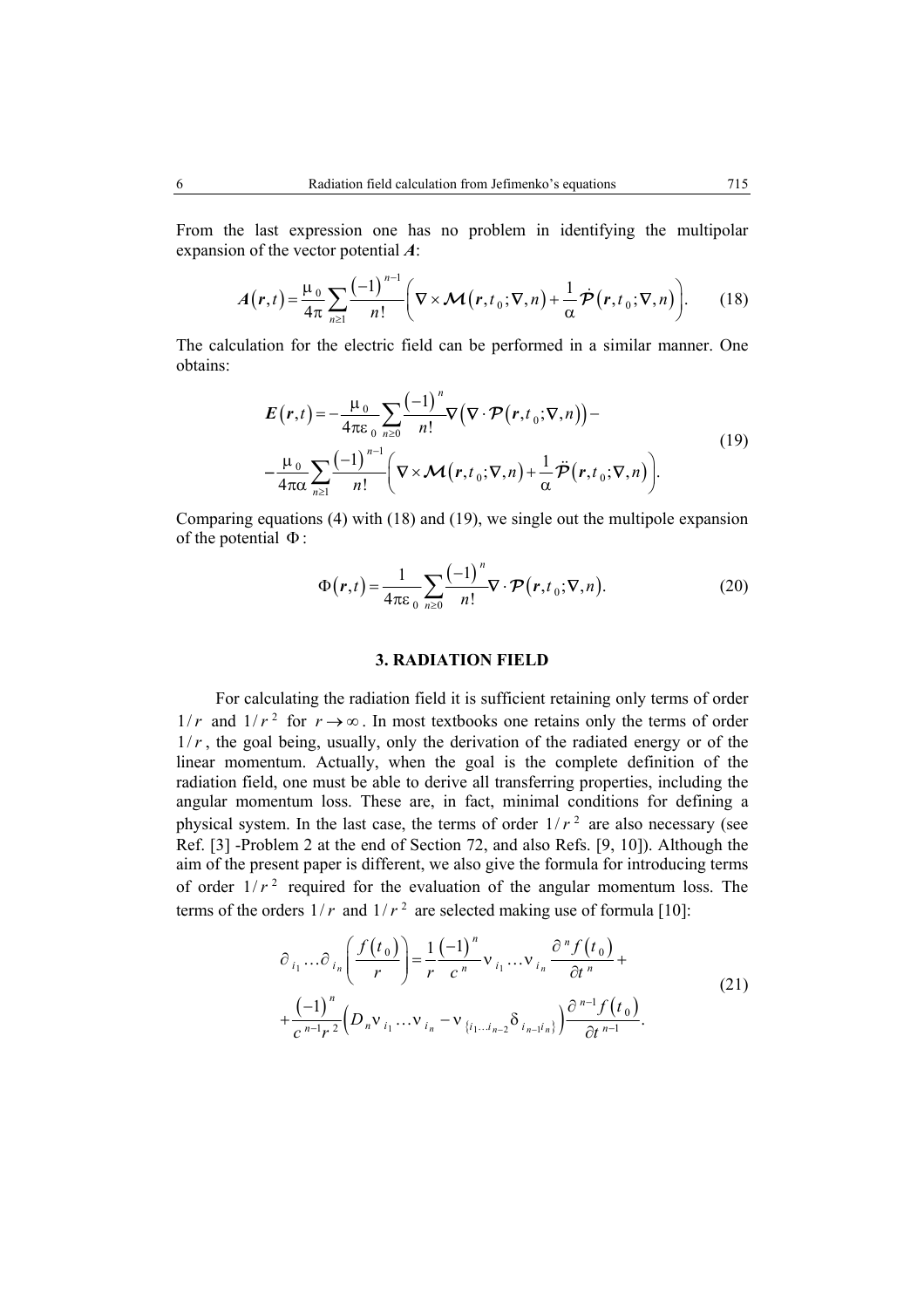From the last expression one has no problem in identifying the multipolar expansion of the vector potential $\boldsymbol{A}$:

$$\boldsymbol{A}(\boldsymbol{r},t)=\frac{\mu_0}{4\pi}\sum_{n\geq 1}\frac{(-1)^{n-1}}{n!}\left(\nabla\times\boldsymbol{\mathcal{M}}(\boldsymbol{r},t_0;\nabla,n)+\frac{1}{\alpha}\dot{\boldsymbol{\mathcal{P}}}(\boldsymbol{r},t_0;\nabla,n)\right). \tag{18}$$

The calculation for the electric field can be performed in a similar manner. One obtains:

$$\begin{gathered}\boldsymbol{E}(\boldsymbol{r},t)=-\frac{\mu_0}{4\pi\varepsilon_0}\sum_{n\geq 0}\frac{(-1)^{n}}{n!}\nabla\left(\nabla\cdot\boldsymbol{\mathcal{P}}(\boldsymbol{r},t_0;\nabla,n)\right)-\\ -\frac{\mu_0}{4\pi\alpha}\sum_{n\geq 1}\frac{(-1)^{n-1}}{n!}\left(\nabla\times\boldsymbol{\mathcal{M}}(\boldsymbol{r},t_0;\nabla,n)+\frac{1}{\alpha}\ddot{\boldsymbol{\mathcal{P}}}(\boldsymbol{r},t_0;\nabla,n)\right).\end{gathered} \tag{19}$$

Comparing equations (4) with (18) and (19), we single out the multipole expansion of the potential $\Phi$:

$$\Phi(\boldsymbol{r},t)=\frac{1}{4\pi\varepsilon_0}\sum_{n\geq 0}\frac{(-1)^{n}}{n!}\nabla\cdot\boldsymbol{\mathcal{P}}(\boldsymbol{r},t_0;\nabla,n). \tag{20}$$

## 3. RADIATION FIELD

For calculating the radiation field it is sufficient retaining only terms of order $1/r$ and $1/r^2$ for $r\to\infty$. In most textbooks one retains only the terms of order $1/r$, the goal being, usually, only the derivation of the radiated energy or of the linear momentum. Actually, when the goal is the complete definition of the radiation field, one must be able to derive all transferring properties, including the angular momentum loss. These are, in fact, minimal conditions for defining a physical system. In the last case, the terms of order $1/r^2$ are also necessary (see Ref. [3] -Problem 2 at the end of Section 72, and also Refs. [9, 10]). Although the aim of the present paper is different, we also give the formula for introducing terms of order $1/r^2$ required for the evaluation of the angular momentum loss. The terms of the orders $1/r$ and $1/r^2$ are selected making use of formula [10]:

$$\begin{gathered}\partial_{i_1}\ldots\partial_{i_n}\left(\frac{f(t_0)}{r}\right)=\frac{1}{r}\frac{(-1)^n}{c^n}\nu_{i_1}\ldots\nu_{i_n}\frac{\partial^n f(t_0)}{\partial t^n}+\\ +\frac{(-1)^n}{c^{n-1}r^2}\left(D_n\nu_{i_1}\ldots\nu_{i_n}-\nu_{\{i_1\ldots i_{n-2}}\delta_{i_{n-1}i_n\}}\right)\frac{\partial^{n-1}f(t_0)}{\partial t^{n-1}}.\end{gathered} \tag{21}$$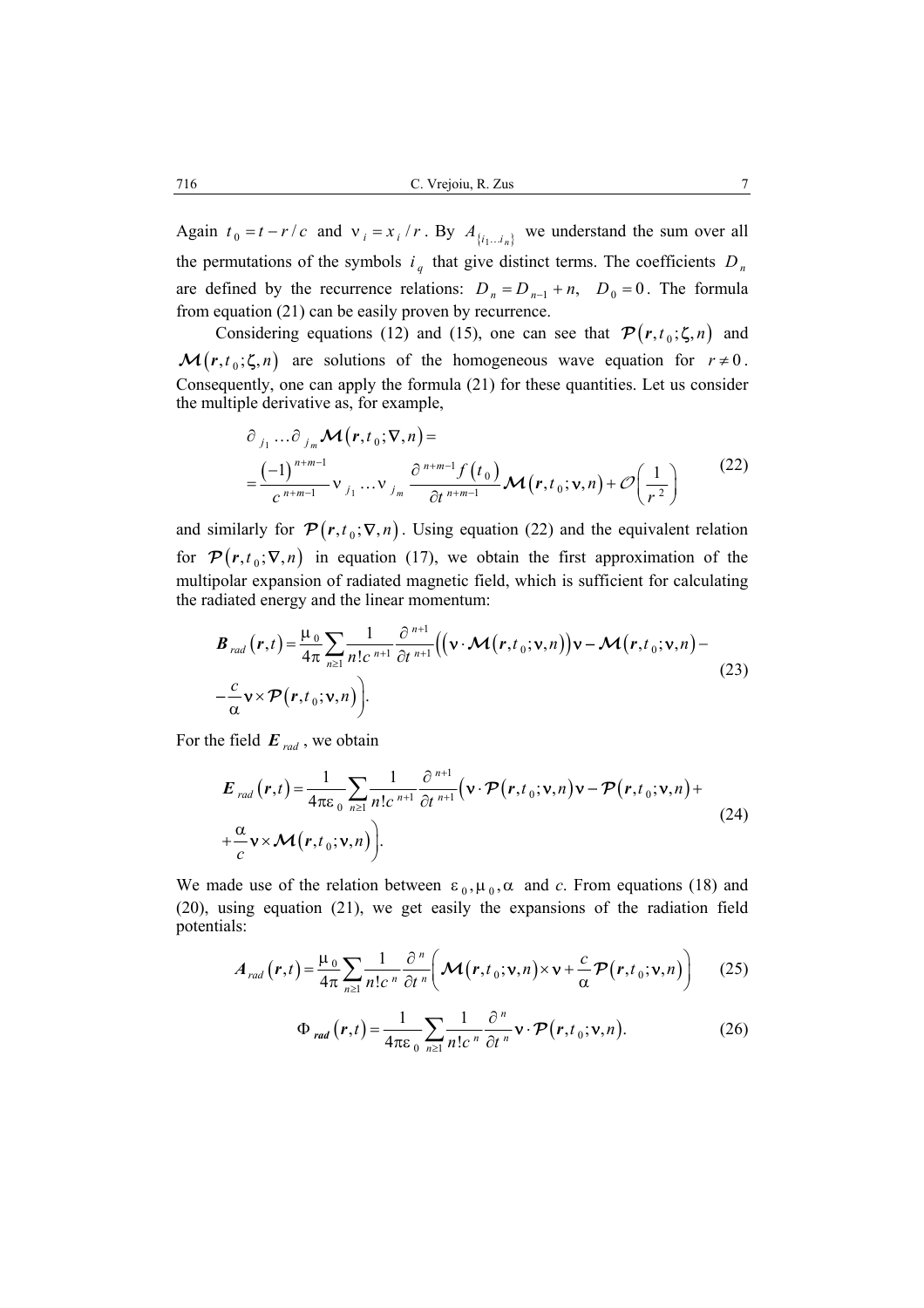Again $t_0 = t - r/c$ and $\nu_i = x_i / r$. By $A_{\{i_1 \ldots i_n\}}$ we understand the sum over all the permutations of the symbols $i_q$ that give distinct terms. The coefficients $D_n$ are defined by the recurrence relations: $D_n = D_{n-1} + n,\;\; D_0 = 0$. The formula from equation (21) can be easily proven by recurrence.

Considering equations (12) and (15), one can see that $\mathcal{P}(\boldsymbol{r}, t_0; \zeta, n)$ and $\mathcal{M}(\boldsymbol{r}, t_0; \zeta, n)$ are solutions of the homogeneous wave equation for $r \neq 0$. Consequently, one can apply the formula (21) for these quantities. Let us consider the multiple derivative as, for example,

$$\begin{aligned} &\partial_{j_1} \ldots \partial_{j_m} \mathcal{M}(\boldsymbol{r}, t_0; \nabla, n) = \\ &= \frac{(-1)^{n+m-1}}{c^{n+m-1}} \nu_{j_1} \ldots \nu_{j_m} \frac{\partial^{n+m-1} f(t_0)}{\partial t^{n+m-1}} \mathcal{M}(\boldsymbol{r}, t_0; \nu, n) + \mathcal{O}\left(\frac{1}{r^2}\right) \end{aligned} \tag{22}$$

and similarly for $\mathcal{P}(\boldsymbol{r}, t_0; \nabla, n)$. Using equation (22) and the equivalent relation for $\mathcal{P}(\boldsymbol{r}, t_0; \nabla, n)$ in equation (17), we obtain the first approximation of the multipolar expansion of radiated magnetic field, which is sufficient for calculating the radiated energy and the linear momentum:

$$\begin{aligned} \boldsymbol{B}_{rad}(\boldsymbol{r}, t) = \frac{\mu_0}{4\pi} \sum_{n \geq 1} \frac{1}{n! c^{n+1}} \frac{\partial^{n+1}}{\partial t^{n+1}} \Big( \big(\nu \cdot \mathcal{M}(\boldsymbol{r}, t_0; \nu, n)\big)\nu - \mathcal{M}(\boldsymbol{r}, t_0; \nu, n) - \\ - \frac{c}{\alpha} \nu \times \mathcal{P}(\boldsymbol{r}, t_0; \nu, n) \Big). \end{aligned} \tag{23}$$

For the field $\boldsymbol{E}_{rad}$, we obtain

$$\begin{aligned} \boldsymbol{E}_{rad}(\boldsymbol{r}, t) = \frac{1}{4\pi\varepsilon_0} \sum_{n \geq 1} \frac{1}{n! c^{n+1}} \frac{\partial^{n+1}}{\partial t^{n+1}} \Big( \nu \cdot \mathcal{P}(\boldsymbol{r}, t_0; \nu, n)\nu - \mathcal{P}(\boldsymbol{r}, t_0; \nu, n) + \\ + \frac{\alpha}{c} \nu \times \mathcal{M}(\boldsymbol{r}, t_0; \nu, n) \Big). \end{aligned} \tag{24}$$

We made use of the relation between $\varepsilon_0, \mu_0, \alpha$ and $c$. From equations (18) and (20), using equation (21), we get easily the expansions of the radiation field potentials:

$$\boldsymbol{A}_{rad}(\boldsymbol{r}, t) = \frac{\mu_0}{4\pi} \sum_{n \geq 1} \frac{1}{n! c^n} \frac{\partial^n}{\partial t^n} \left( \mathcal{M}(\boldsymbol{r}, t_0; \nu, n) \times \nu + \frac{c}{\alpha} \mathcal{P}(\boldsymbol{r}, t_0; \nu, n) \right) \tag{25}$$

$$\Phi_{\boldsymbol{rad}}(\boldsymbol{r}, t) = \frac{1}{4\pi\varepsilon_0} \sum_{n \geq 1} \frac{1}{n! c^n} \frac{\partial^n}{\partial t^n} \nu \cdot \mathcal{P}(\boldsymbol{r}, t_0; \nu, n). \tag{26}$$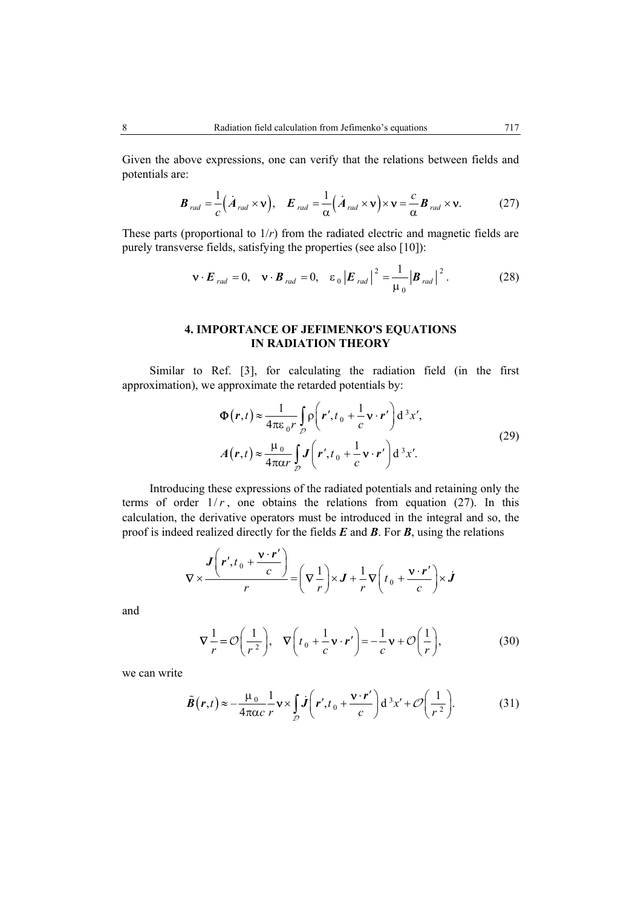Given the above expressions, one can verify that the relations between fields and potentials are:

$$
\boldsymbol{B}_{rad} = \frac{1}{c}\left(\dot{\boldsymbol{A}}_{rad} \times \boldsymbol{\nu}\right), \quad \boldsymbol{E}_{rad} = \frac{1}{\alpha}\left(\dot{\boldsymbol{A}}_{rad} \times \boldsymbol{\nu}\right) \times \boldsymbol{\nu} = \frac{c}{\alpha}\boldsymbol{B}_{rad} \times \boldsymbol{\nu}. \tag{27}
$$

These parts (proportional to $1/r$) from the radiated electric and magnetic fields are purely transverse fields, satisfying the properties (see also [10]):

$$
\boldsymbol{\nu} \cdot \boldsymbol{E}_{rad} = 0, \quad \boldsymbol{\nu} \cdot \boldsymbol{B}_{rad} = 0, \quad \varepsilon_0 \left|\boldsymbol{E}_{rad}\right|^2 = \frac{1}{\mu_0}\left|\boldsymbol{B}_{rad}\right|^2. \tag{28}
$$

## 4. IMPORTANCE OF JEFIMENKO'S EQUATIONS IN RADIATION THEORY

Similar to Ref. [3], for calculating the radiation field (in the first approximation), we approximate the retarded potentials by:

$$
\begin{aligned}
\Phi(\boldsymbol{r},t) &\approx \frac{1}{4\pi\varepsilon_0 r}\int_{\mathcal{D}} \rho\left(\boldsymbol{r}', t_0 + \frac{1}{c}\boldsymbol{\nu}\cdot\boldsymbol{r}'\right)\mathrm{d}^3x', \\
\boldsymbol{A}(\boldsymbol{r},t) &\approx \frac{\mu_0}{4\pi\alpha r}\int_{\mathcal{D}} \boldsymbol{J}\left(\boldsymbol{r}', t_0 + \frac{1}{c}\boldsymbol{\nu}\cdot\boldsymbol{r}'\right)\mathrm{d}^3x'.
\end{aligned} \tag{29}
$$

Introducing these expressions of the radiated potentials and retaining only the terms of order $1/r$, one obtains the relations from equation (27). In this calculation, the derivative operators must be introduced in the integral and so, the proof is indeed realized directly for the fields $\boldsymbol{E}$ and $\boldsymbol{B}$. For $\boldsymbol{B}$, using the relations

$$
\nabla \times \frac{\boldsymbol{J}\left(\boldsymbol{r}', t_0 + \dfrac{\boldsymbol{\nu}\cdot\boldsymbol{r}'}{c}\right)}{r} = \left(\nabla\frac{1}{r}\right)\times\boldsymbol{J} + \frac{1}{r}\nabla\left(t_0 + \frac{\boldsymbol{\nu}\cdot\boldsymbol{r}'}{c}\right)\times\dot{\boldsymbol{J}}
$$

and

$$
\nabla\frac{1}{r} = \mathcal{O}\left(\frac{1}{r^2}\right), \quad \nabla\left(t_0 + \frac{1}{c}\boldsymbol{\nu}\cdot\boldsymbol{r}'\right) = -\frac{1}{c}\boldsymbol{\nu} + \mathcal{O}\left(\frac{1}{r}\right), \tag{30}
$$

we can write

$$
\tilde{\boldsymbol{B}}(\boldsymbol{r},t) \approx -\frac{\mu_0}{4\pi\alpha c}\frac{1}{r}\boldsymbol{\nu}\times\int_{\mathcal{D}}\dot{\boldsymbol{J}}\left(\boldsymbol{r}', t_0 + \frac{\boldsymbol{\nu}\cdot\boldsymbol{r}'}{c}\right)\mathrm{d}^3x' + \mathcal{O}\left(\frac{1}{r^2}\right). \tag{31}
$$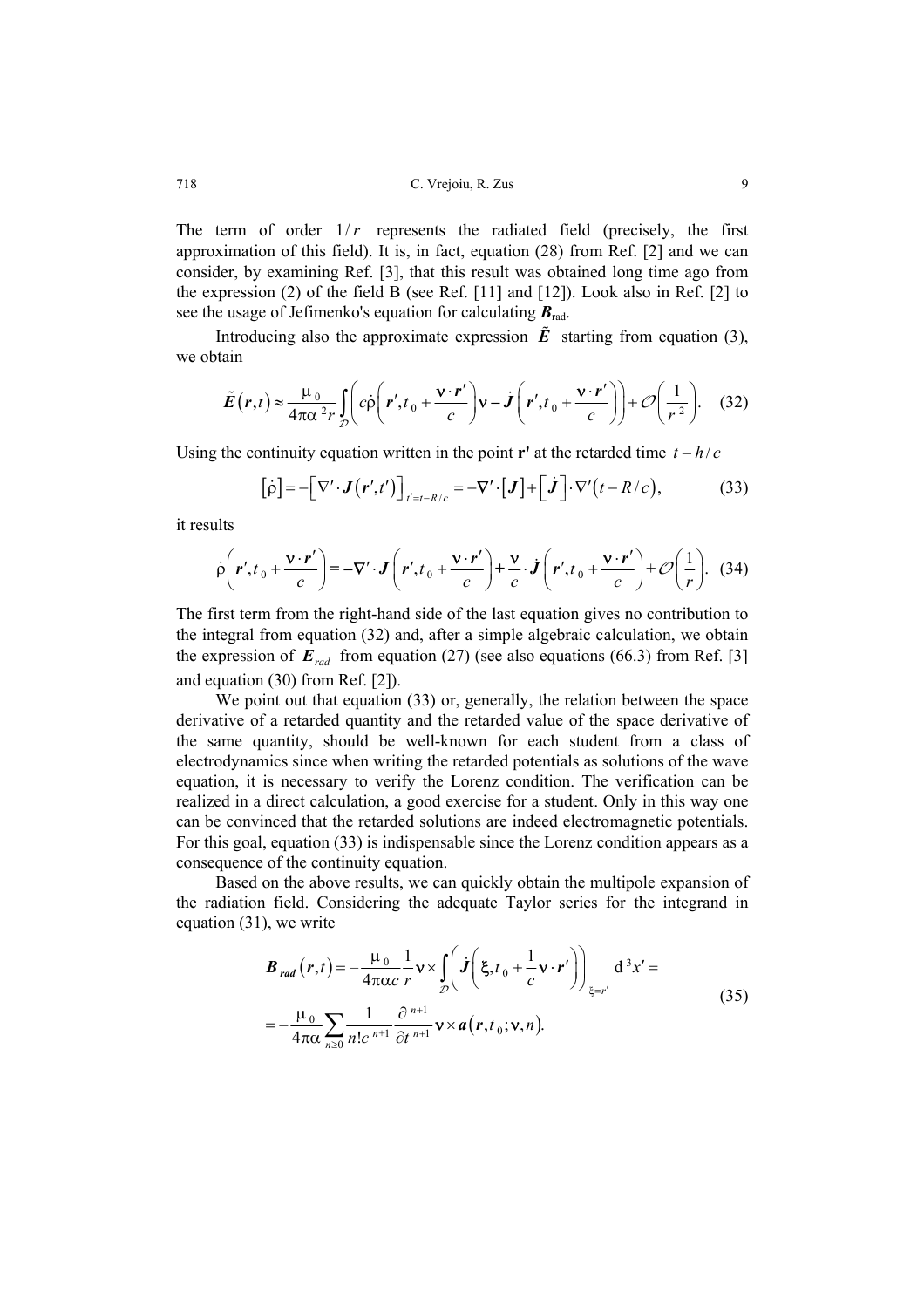The term of order $1/r$ represents the radiated field (precisely, the first approximation of this field). It is, in fact, equation (28) from Ref. [2] and we can consider, by examining Ref. [3], that this result was obtained long time ago from the expression (2) of the field B (see Ref. [11] and [12]). Look also in Ref. [2] to see the usage of Jefimenko's equation for calculating $\boldsymbol{B}_{\text{rad}}$.

Introducing also the approximate expression $\tilde{\boldsymbol{E}}$ starting from equation (3), we obtain

$$\tilde{\boldsymbol{E}}(\boldsymbol{r},t) \approx \frac{\mu_0}{4\pi\alpha^2 r} \int_{\mathcal{D}} \left( c\dot{\rho}\left(\boldsymbol{r}', t_0 + \frac{\boldsymbol{\nu}\cdot\boldsymbol{r}'}{c}\right)\boldsymbol{\nu} - \dot{\boldsymbol{J}}\left(\boldsymbol{r}', t_0 + \frac{\boldsymbol{\nu}\cdot\boldsymbol{r}'}{c}\right)\right) + \mathcal{O}\left(\frac{1}{r^2}\right). \tag{32}$$

Using the continuity equation written in the point **r'** at the retarded time $t - h/c$

$$[\dot{\rho}] = -\left[\nabla'\cdot\boldsymbol{J}(\boldsymbol{r}',t')\right]_{t'=t-R/c} = -\nabla'\cdot[\boldsymbol{J}] + [\dot{\boldsymbol{J}}]\cdot\nabla'(t - R/c), \tag{33}$$

it results

$$\dot{\rho}\left(\boldsymbol{r}', t_0 + \frac{\boldsymbol{\nu}\cdot\boldsymbol{r}'}{c}\right) = -\nabla'\cdot\boldsymbol{J}\left(\boldsymbol{r}', t_0 + \frac{\boldsymbol{\nu}\cdot\boldsymbol{r}'}{c}\right) + \frac{\boldsymbol{\nu}}{c}\cdot\dot{\boldsymbol{J}}\left(\boldsymbol{r}', t_0 + \frac{\boldsymbol{\nu}\cdot\boldsymbol{r}'}{c}\right) + \mathcal{O}\left(\frac{1}{r}\right). \tag{34}$$

The first term from the right-hand side of the last equation gives no contribution to the integral from equation (32) and, after a simple algebraic calculation, we obtain the expression of $\boldsymbol{E}_{rad}$ from equation (27) (see also equations (66.3) from Ref. [3] and equation (30) from Ref. [2]).

We point out that equation (33) or, generally, the relation between the space derivative of a retarded quantity and the retarded value of the space derivative of the same quantity, should be well-known for each student from a class of electrodynamics since when writing the retarded potentials as solutions of the wave equation, it is necessary to verify the Lorenz condition. The verification can be realized in a direct calculation, a good exercise for a student. Only in this way one can be convinced that the retarded solutions are indeed electromagnetic potentials. For this goal, equation (33) is indispensable since the Lorenz condition appears as a consequence of the continuity equation.

Based on the above results, we can quickly obtain the multipole expansion of the radiation field. Considering the adequate Taylor series for the integrand in equation (31), we write

$$\begin{aligned}
\boldsymbol{B}_{rad}(\boldsymbol{r},t) &= -\frac{\mu_0}{4\pi\alpha c}\frac{1}{r}\boldsymbol{\nu}\times\int_{\mathcal{D}}\left(\dot{\boldsymbol{J}}\left(\xi, t_0 + \frac{1}{c}\boldsymbol{\nu}\cdot\boldsymbol{r}'\right)\right)_{\xi=r'} \mathrm{d}^3x' = \\
&= -\frac{\mu_0}{4\pi\alpha}\sum_{n\geq 0}\frac{1}{n!c^{n+1}}\frac{\partial^{n+1}}{\partial t^{n+1}}\boldsymbol{\nu}\times\boldsymbol{a}(\boldsymbol{r},t_0;\boldsymbol{\nu},n).
\end{aligned} \tag{35}$$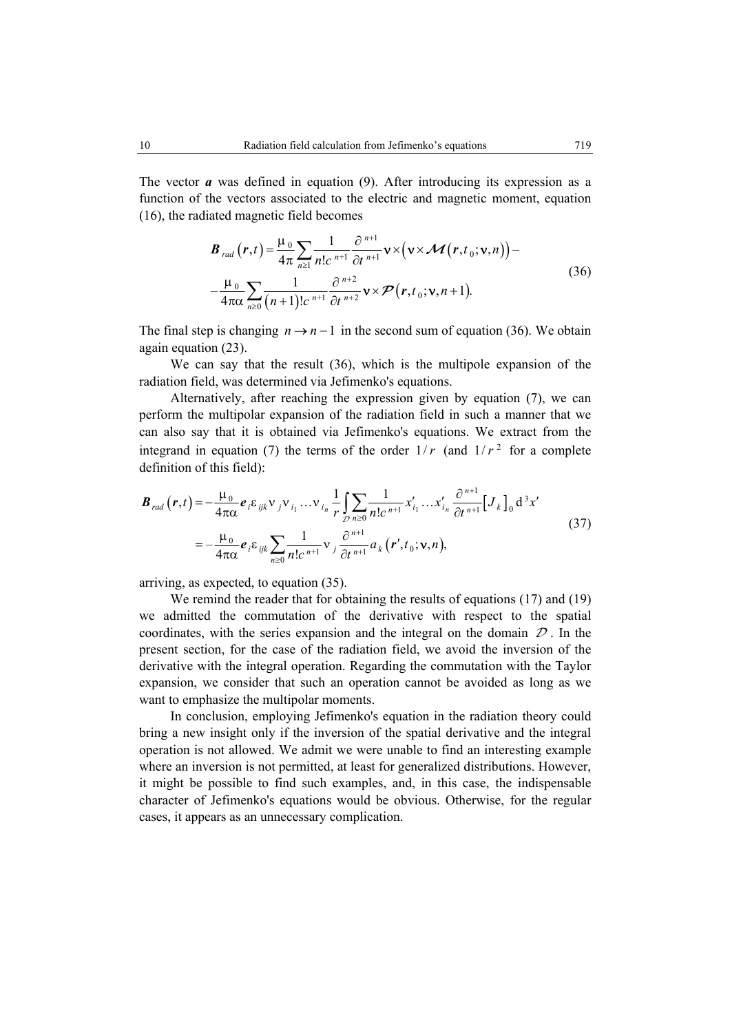The vector $\boldsymbol{a}$ was defined in equation (9). After introducing its expression as a function of the vectors associated to the electric and magnetic moment, equation (16), the radiated magnetic field becomes

$$
\begin{aligned}
\boldsymbol{B}_{rad}(\boldsymbol{r},t) &= \frac{\mu_0}{4\pi}\sum_{n\geq 1}\frac{1}{n!c^{n+1}}\frac{\partial^{n+1}}{\partial t^{n+1}}\nu\times\left(\nu\times\boldsymbol{\mathcal{M}}\left(\boldsymbol{r},t_0;\nu,n\right)\right) - \\
&-\frac{\mu_0}{4\pi\alpha}\sum_{n\geq 0}\frac{1}{(n+1)!c^{n+1}}\frac{\partial^{n+2}}{\partial t^{n+2}}\nu\times\boldsymbol{\mathcal{P}}\left(\boldsymbol{r},t_0;\nu,n+1\right).
\end{aligned}
\tag{36}
$$

The final step is changing $n \to n-1$ in the second sum of equation (36). We obtain again equation (23).

We can say that the result (36), which is the multipole expansion of the radiation field, was determined via Jefimenko's equations.

Alternatively, after reaching the expression given by equation (7), we can perform the multipolar expansion of the radiation field in such a manner that we can also say that it is obtained via Jefimenko's equations. We extract from the integrand in equation (7) the terms of the order $1/r$ (and $1/r^2$ for a complete definition of this field):

$$
\begin{aligned}
\boldsymbol{B}_{rad}(\boldsymbol{r},t) &= -\frac{\mu_0}{4\pi\alpha}\boldsymbol{e}_i\varepsilon_{ijk}\nu_j\nu_{i_1}\ldots\nu_{i_n}\frac{1}{r}\int_{\mathcal{D}}\sum_{n\geq 0}\frac{1}{n!c^{n+1}}x'_{i_1}\ldots x'_{i_n}\frac{\partial^{n+1}}{\partial t^{n+1}}\left[J_k\right]_0 \mathrm{d}^3x' \\
&= -\frac{\mu_0}{4\pi\alpha}\boldsymbol{e}_i\varepsilon_{ijk}\sum_{n\geq 0}\frac{1}{n!c^{n+1}}\nu_j\frac{\partial^{n+1}}{\partial t^{n+1}}a_k\left(\boldsymbol{r}',t_0;\nu,n\right),
\end{aligned}
\tag{37}
$$

arriving, as expected, to equation (35).

We remind the reader that for obtaining the results of equations (17) and (19) we admitted the commutation of the derivative with respect to the spatial coordinates, with the series expansion and the integral on the domain $\mathcal{D}$. In the present section, for the case of the radiation field, we avoid the inversion of the derivative with the integral operation. Regarding the commutation with the Taylor expansion, we consider that such an operation cannot be avoided as long as we want to emphasize the multipolar moments.

In conclusion, employing Jefimenko's equation in the radiation theory could bring a new insight only if the inversion of the spatial derivative and the integral operation is not allowed. We admit we were unable to find an interesting example where an inversion is not permitted, at least for generalized distributions. However, it might be possible to find such examples, and, in this case, the indispensable character of Jefimenko's equations would be obvious. Otherwise, for the regular cases, it appears as an unnecessary complication.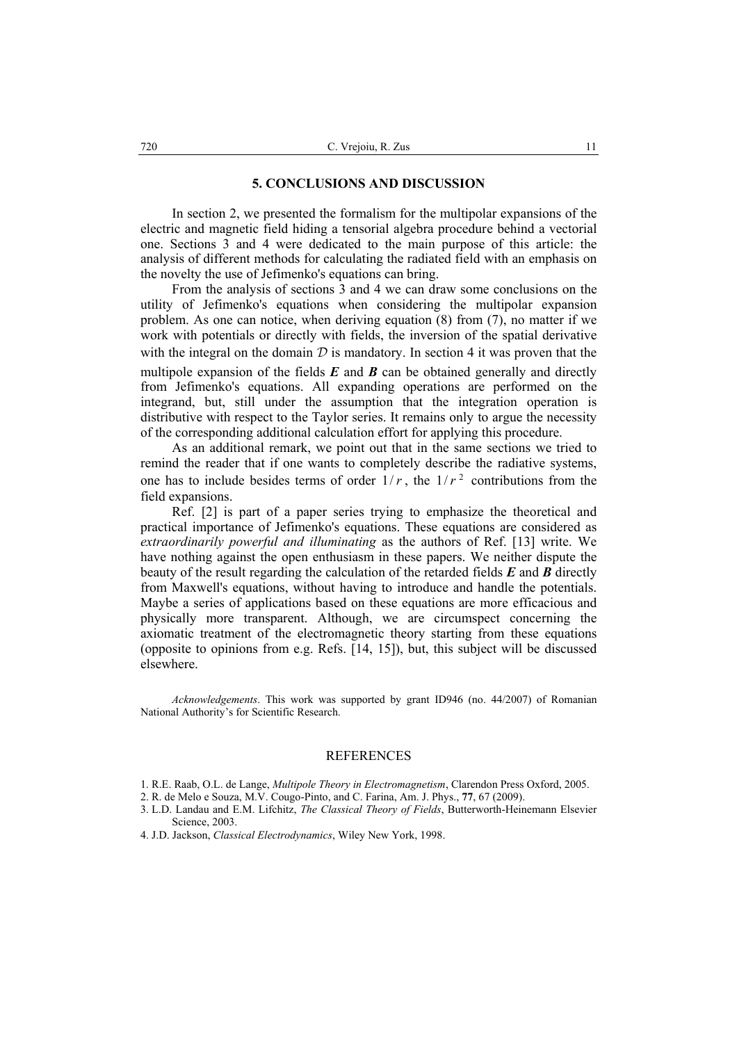## 5. CONCLUSIONS AND DISCUSSION

In section 2, we presented the formalism for the multipolar expansions of the electric and magnetic field hiding a tensorial algebra procedure behind a vectorial one. Sections 3 and 4 were dedicated to the main purpose of this article: the analysis of different methods for calculating the radiated field with an emphasis on the novelty the use of Jefimenko's equations can bring.

From the analysis of sections 3 and 4 we can draw some conclusions on the utility of Jefimenko's equations when considering the multipolar expansion problem. As one can notice, when deriving equation (8) from (7), no matter if we work with potentials or directly with fields, the inversion of the spatial derivative with the integral on the domain $\mathcal{D}$ is mandatory. In section 4 it was proven that the multipole expansion of the fields $\boldsymbol{E}$ and $\boldsymbol{B}$ can be obtained generally and directly from Jefimenko's equations. All expanding operations are performed on the integrand, but, still under the assumption that the integration operation is distributive with respect to the Taylor series. It remains only to argue the necessity of the corresponding additional calculation effort for applying this procedure.

As an additional remark, we point out that in the same sections we tried to remind the reader that if one wants to completely describe the radiative systems, one has to include besides terms of order $1/r$, the $1/r^2$ contributions from the field expansions.

Ref. [2] is part of a paper series trying to emphasize the theoretical and practical importance of Jefimenko's equations. These equations are considered as *extraordinarily powerful and illuminating* as the authors of Ref. [13] write. We have nothing against the open enthusiasm in these papers. We neither dispute the beauty of the result regarding the calculation of the retarded fields $\boldsymbol{E}$ and $\boldsymbol{B}$ directly from Maxwell's equations, without having to introduce and handle the potentials. Maybe a series of applications based on these equations are more efficacious and physically more transparent. Although, we are circumspect concerning the axiomatic treatment of the electromagnetic theory starting from these equations (opposite to opinions from e.g. Refs. [14, 15]), but, this subject will be discussed elsewhere.

*Acknowledgements*. This work was supported by grant ID946 (no. 44/2007) of Romanian National Authority's for Scientific Research.

## REFERENCES

1. R.E. Raab, O.L. de Lange, *Multipole Theory in Electromagnetism*, Clarendon Press Oxford, 2005.
2. R. de Melo e Souza, M.V. Cougo-Pinto, and C. Farina, Am. J. Phys., **77**, 67 (2009).
3. L.D. Landau and E.M. Lifchitz, *The Classical Theory of Fields*, Butterworth-Heinemann Elsevier Science, 2003.
4. J.D. Jackson, *Classical Electrodynamics*, Wiley New York, 1998.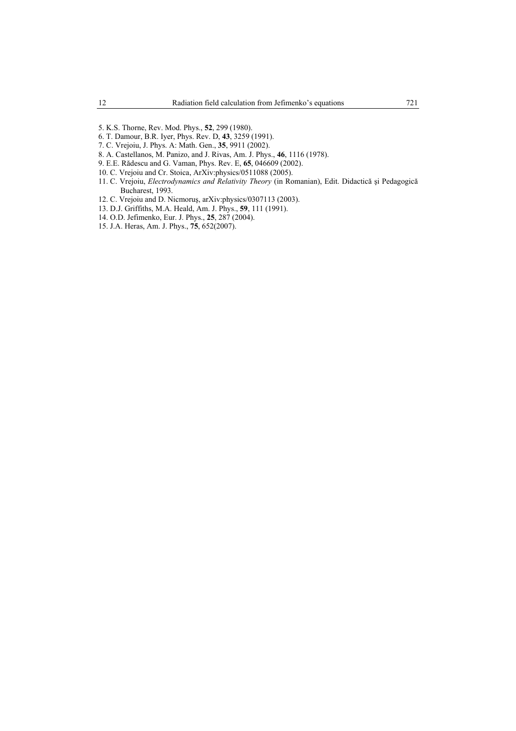5. K.S. Thorne, Rev. Mod. Phys., **52**, 299 (1980).
6. T. Damour, B.R. Iyer, Phys. Rev. D, **43**, 3259 (1991).
7. C. Vrejoiu, J. Phys. A: Math. Gen., **35**, 9911 (2002).
8. A. Castellanos, M. Panizo, and J. Rivas, Am. J. Phys., **46**, 1116 (1978).
9. E.E. Rădescu and G. Vaman, Phys. Rev. E, **65**, 046609 (2002).
10. C. Vrejoiu and Cr. Stoica, ArXiv:physics/0511088 (2005).
11. C. Vrejoiu, *Electrodynamics and Relativity Theory* (in Romanian), Edit. Didactică şi Pedagogică Bucharest, 1993.
12. C. Vrejoiu and D. Nicmoruş, arXiv:physics/0307113 (2003).
13. D.J. Griffiths, M.A. Heald, Am. J. Phys., **59**, 111 (1991).
14. O.D. Jefimenko, Eur. J. Phys., **25**, 287 (2004).
15. J.A. Heras, Am. J. Phys., **75**, 652(2007).